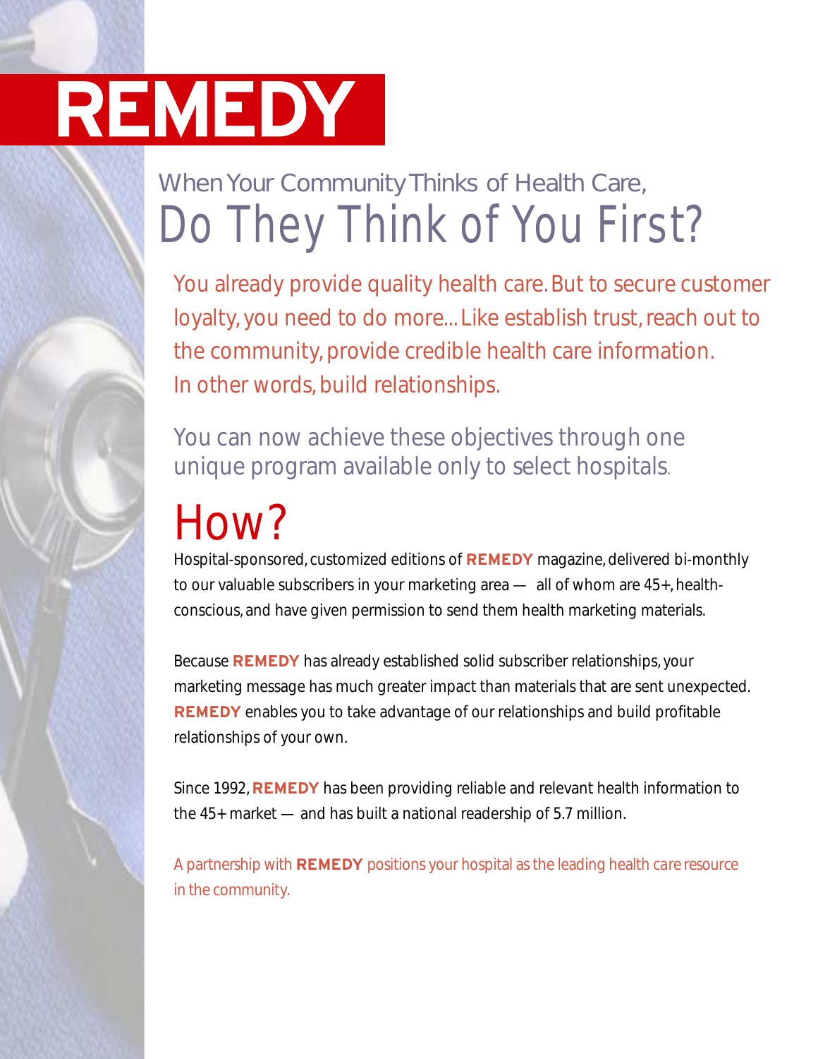# REMEDY

## When Your Community Thinks of Health Care, Do They Think of You First?

You already provide quality health care. But to secure customer loyalty, you need to do more... Like establish trust, reach out to the community, provide credible health care information. In other words, build relationships.

You can now achieve these objectives through one unique program available only to select hospitals.

## How?

Hospital-sponsored, customized editions of **REMEDY** magazine, delivered bi-monthly to our valuable subscribers in your marketing area — all of whom are 45+, health-conscious, and have given permission to send them health marketing materials.

Because **REMEDY** has already established solid subscriber relationships, your marketing message has much greater impact than materials that are sent unexpected. **REMEDY** enables you to take advantage of our relationships and build profitable relationships of your own.

Since 1992, **REMEDY** has been providing reliable and relevant health information to the 45+ market — and has built a national readership of 5.7 million.

A partnership with **REMEDY** positions your hospital as the leading health care resource in the community.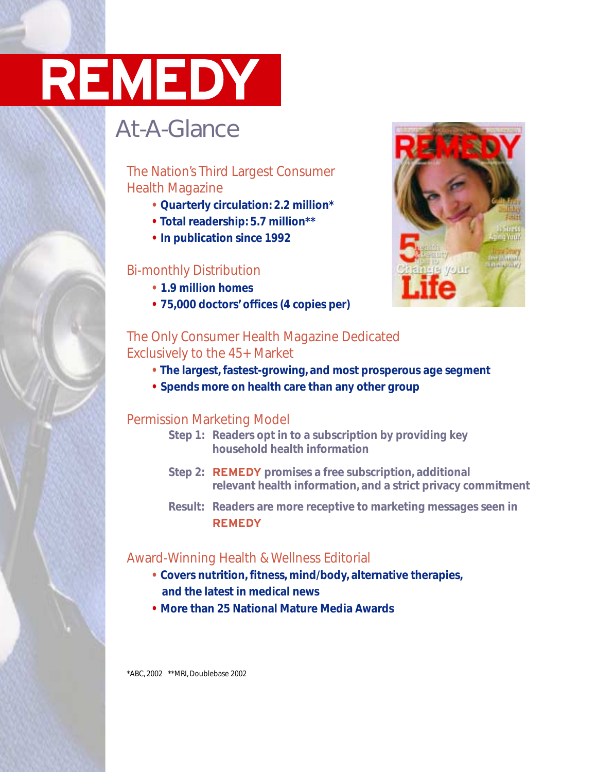# REMEDY

## At-A-Glance

### The Nation's Third Largest Consumer Health Magazine

- **Quarterly circulation: 2.2 million***
- **Total readership: 5.7 million****
- **In publication since 1992**

### Bi-monthly Distribution

- **1.9 million homes**
- **75,000 doctors' offices (4 copies per)**

### The Only Consumer Health Magazine Dedicated Exclusively to the 45+ Market

- **The largest, fastest-growing, and most prosperous age segment**
- **Spends more on health care than any other group**

### Permission Marketing Model

**Step 1:** **Readers opt in to a subscription by providing key household health information**

**Step 2:** **REMEDY promises a free subscription, additional relevant health information, and a strict privacy commitment**

**Result:** **Readers are more receptive to marketing messages seen in REMEDY**

### Award-Winning Health & Wellness Editorial

- **Covers nutrition, fitness, mind/body, alternative therapies, and the latest in medical news**
- **More than 25 National Mature Media Awards**

*ABC, 2002 **MRI, Doublebase 2002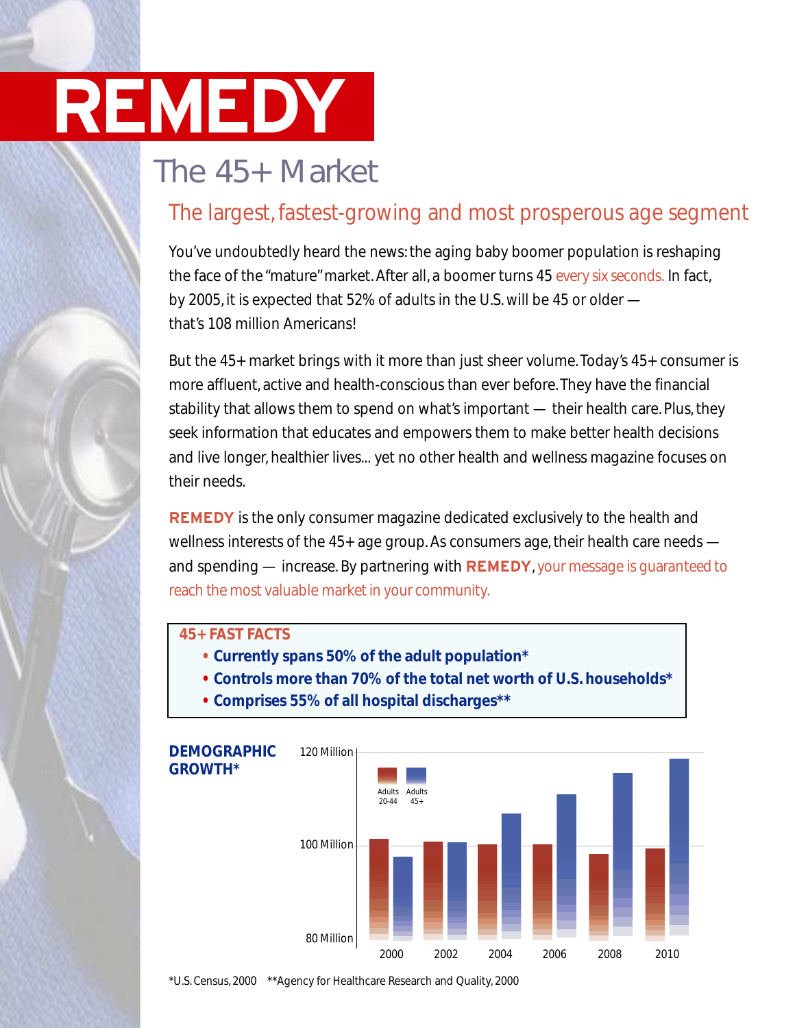# REMEDY

## The 45+ Market

### The largest, fastest-growing and most prosperous age segment

You've undoubtedly heard the news: the aging baby boomer population is reshaping the face of the "mature" market. After all, a boomer turns 45 every six seconds. In fact, by 2005, it is expected that 52% of adults in the U.S. will be 45 or older — that's 108 million Americans!

But the 45+ market brings with it more than just sheer volume. Today's 45+ consumer is more affluent, active and health-conscious than ever before. They have the financial stability that allows them to spend on what's important — their health care. Plus, they seek information that educates and empowers them to make better health decisions and live longer, healthier lives... yet no other health and wellness magazine focuses on their needs.

**REMEDY** is the only consumer magazine dedicated exclusively to the health and wellness interests of the 45+ age group. As consumers age, their health care needs — and spending — increase. By partnering with **REMEDY**, your message is guaranteed to reach the most valuable market in your community.

**45+ FAST FACTS**

- **Currently spans 50% of the adult population***
- **Controls more than 70% of the total net worth of U.S. households***
- **Comprises 55% of all hospital discharges****

**DEMOGRAPHIC GROWTH***

120 Million
100 Million
80 Million

Adults 20-44 | Adults 45+

2000 2002 2004 2006 2008 2010

*U.S. Census, 2000 **Agency for Healthcare Research and Quality, 2000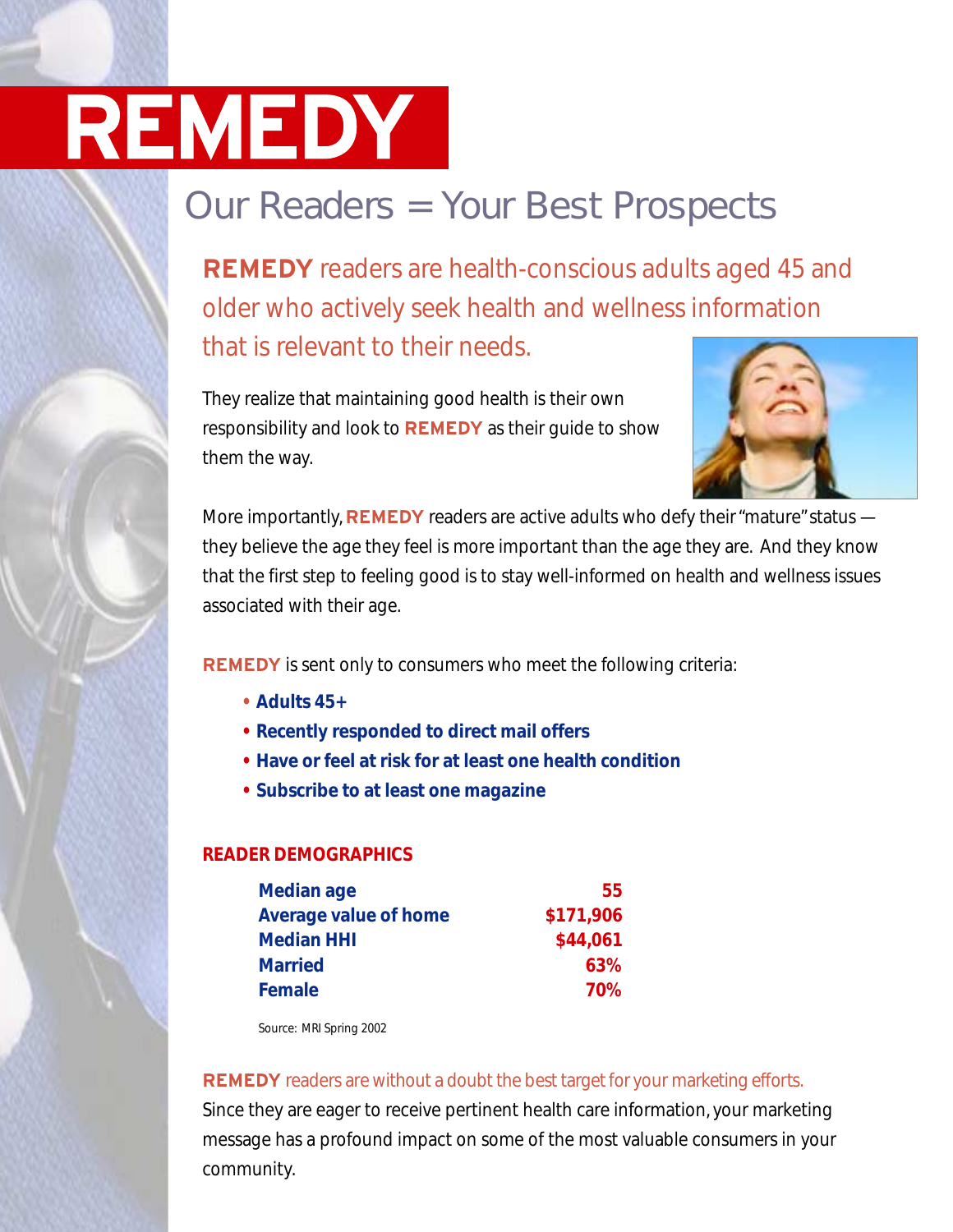# REMEDY

## Our Readers = Your Best Prospects

**REMEDY** readers are health-conscious adults aged 45 and older who actively seek health and wellness information that is relevant to their needs.

They realize that maintaining good health is their own responsibility and look to **REMEDY** as their guide to show them the way.

More importantly, **REMEDY** readers are active adults who defy their "mature" status — they believe the age they feel is more important than the age they are. And they know that the first step to feeling good is to stay well-informed on health and wellness issues associated with their age.

**REMEDY** is sent only to consumers who meet the following criteria:

- **Adults 45+**
- **Recently responded to direct mail offers**
- **Have or feel at risk for at least one health condition**
- **Subscribe to at least one magazine**

### READER DEMOGRAPHICS

| | |
|---|---|
| **Median age** | **55** |
| **Average value of home** | **$171,906** |
| **Median HHI** | **$44,061** |
| **Married** | **63%** |
| **Female** | **70%** |

Source: MRI Spring 2002

**REMEDY** readers are without a doubt the best target for your marketing efforts. Since they are eager to receive pertinent health care information, your marketing message has a profound impact on some of the most valuable consumers in your community.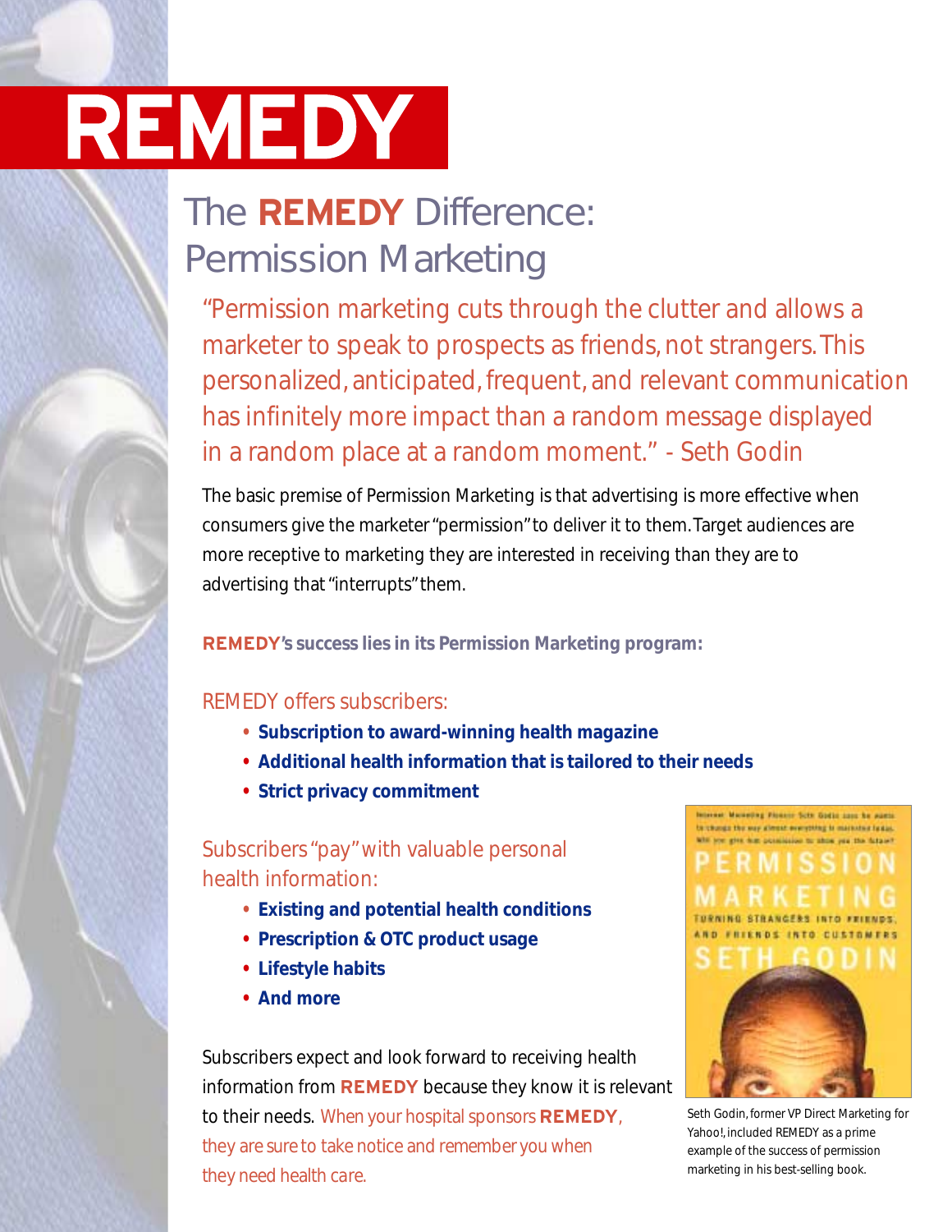# REMEDY

## The REMEDY Difference: Permission Marketing

"Permission marketing cuts through the clutter and allows a marketer to speak to prospects as friends, not strangers. This personalized, anticipated, frequent, and relevant communication has infinitely more impact than a random message displayed in a random place at a random moment." - Seth Godin

The basic premise of Permission Marketing is that advertising is more effective when consumers give the marketer "permission" to deliver it to them. Target audiences are more receptive to marketing they are interested in receiving than they are to advertising that "interrupts" them.

**REMEDY's success lies in its Permission Marketing program:**

### REMEDY offers subscribers:

- **Subscription to award-winning health magazine**
- **Additional health information that is tailored to their needs**
- **Strict privacy commitment**

### Subscribers "pay" with valuable personal health information:

- **Existing and potential health conditions**
- **Prescription & OTC product usage**
- **Lifestyle habits**
- **And more**

Subscribers expect and look forward to receiving health information from **REMEDY** because they know it is relevant to their needs. When your hospital sponsors **REMEDY**, they are sure to take notice and remember you when they need health care.

Seth Godin, former VP Direct Marketing for Yahoo!, included REMEDY as a prime example of the success of permission marketing in his best-selling book.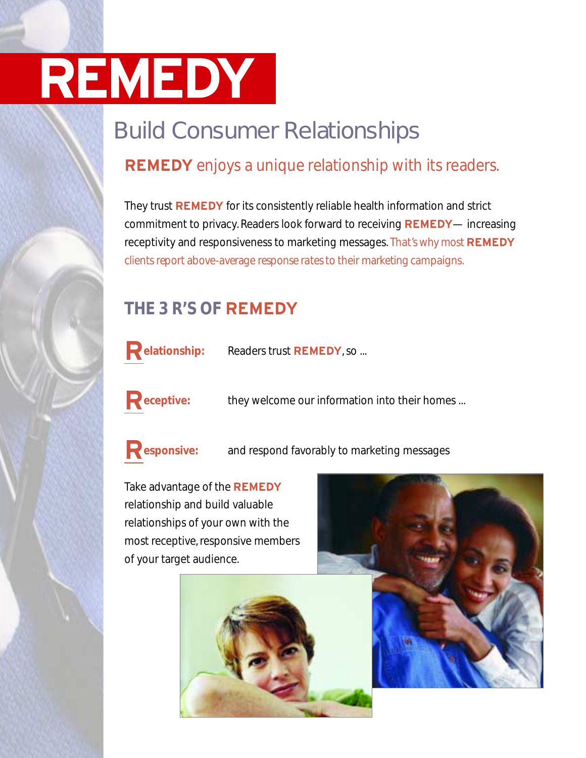# REMEDY

## Build Consumer Relationships

### **REMEDY** enjoys a unique relationship with its readers.

They trust **REMEDY** for its consistently reliable health information and strict commitment to privacy. Readers look forward to receiving **REMEDY**— increasing receptivity and responsiveness to marketing messages. That's why most **REMEDY** clients report above-average response rates to their marketing campaigns.

## THE 3 R'S OF REMEDY

**Relationship:** Readers trust **REMEDY**, so ...

**Receptive:** they welcome our information into their homes ...

**Responsive:** and respond favorably to marketing messages

Take advantage of the **REMEDY** relationship and build valuable relationships of your own with the most receptive, responsive members of your target audience.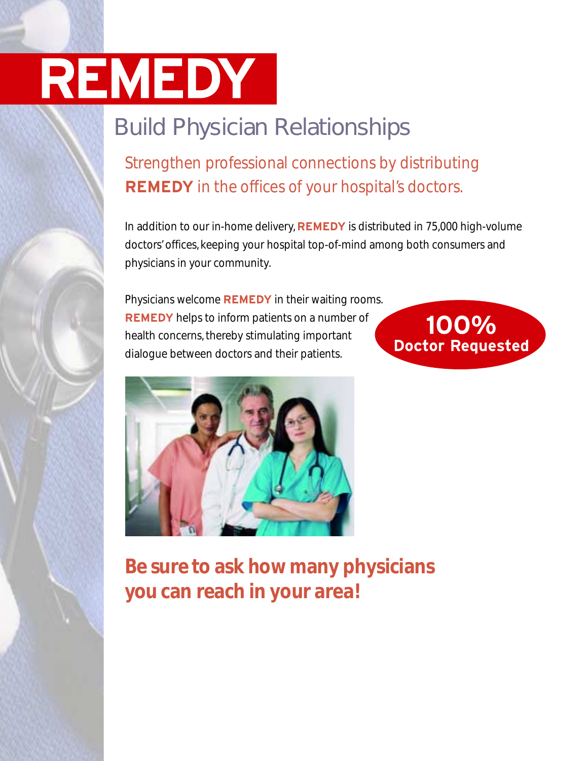# REMEDY

## Build Physician Relationships

### Strengthen professional connections by distributing **REMEDY** in the offices of your hospital's doctors.

In addition to our in-home delivery, **REMEDY** is distributed in 75,000 high-volume doctors' offices, keeping your hospital top-of-mind among both consumers and physicians in your community.

Physicians welcome **REMEDY** in their waiting rooms. **REMEDY** helps to inform patients on a number of health concerns, thereby stimulating important dialogue between doctors and their patients.

**100%**
**Doctor Requested**

**Be sure to ask how many physicians you can reach in your area!**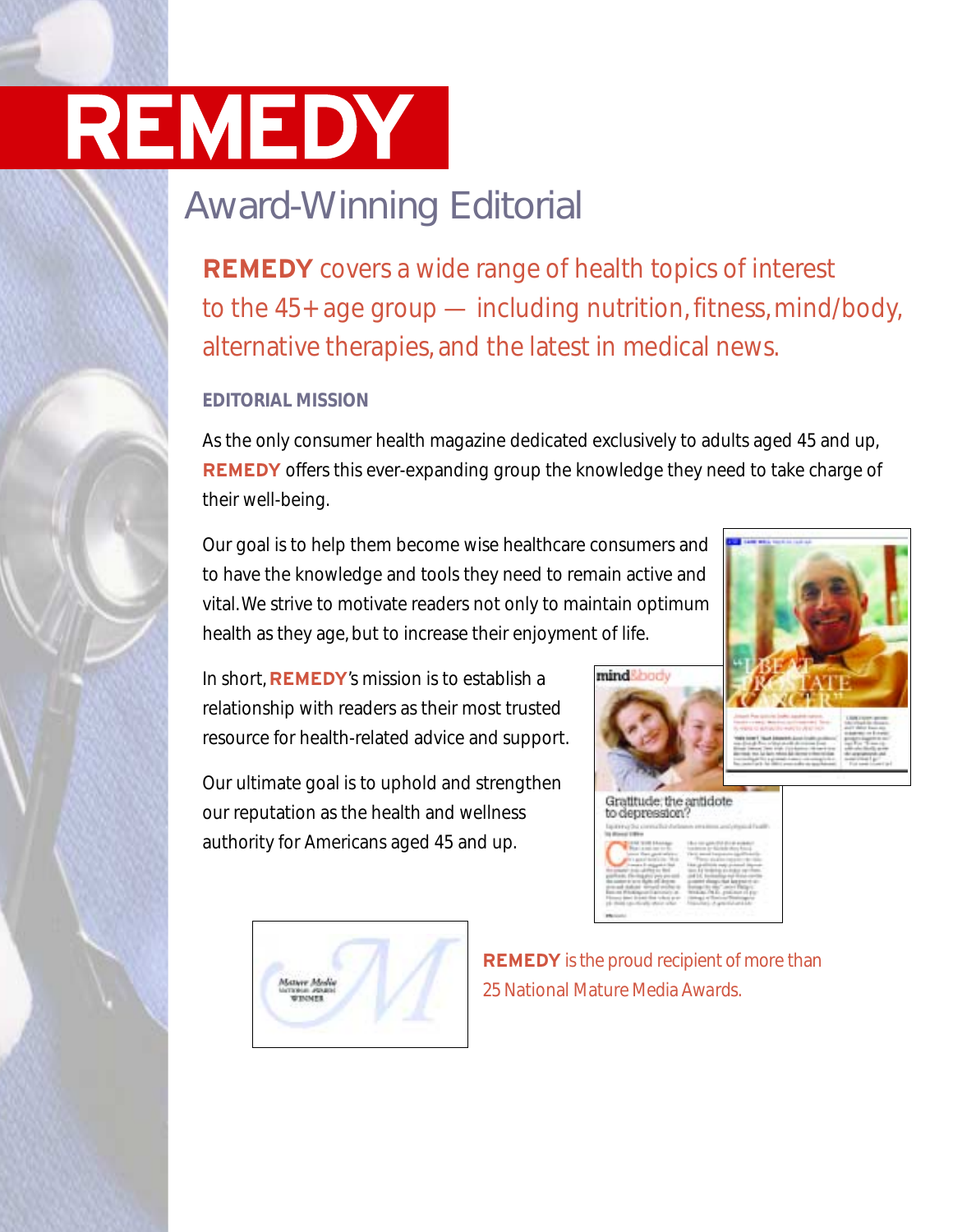# REMEDY

## Award-Winning Editorial

**REMEDY** covers a wide range of health topics of interest to the 45+ age group — including nutrition, fitness, mind/body, alternative therapies, and the latest in medical news.

### EDITORIAL MISSION

As the only consumer health magazine dedicated exclusively to adults aged 45 and up, **REMEDY** offers this ever-expanding group the knowledge they need to take charge of their well-being.

Our goal is to help them become wise healthcare consumers and to have the knowledge and tools they need to remain active and vital. We strive to motivate readers not only to maintain optimum health as they age, but to increase their enjoyment of life.

In short, **REMEDY**'s mission is to establish a relationship with readers as their most trusted resource for health-related advice and support.

Our ultimate goal is to uphold and strengthen our reputation as the health and wellness authority for Americans aged 45 and up.

**REMEDY** is the proud recipient of more than 25 National Mature Media Awards.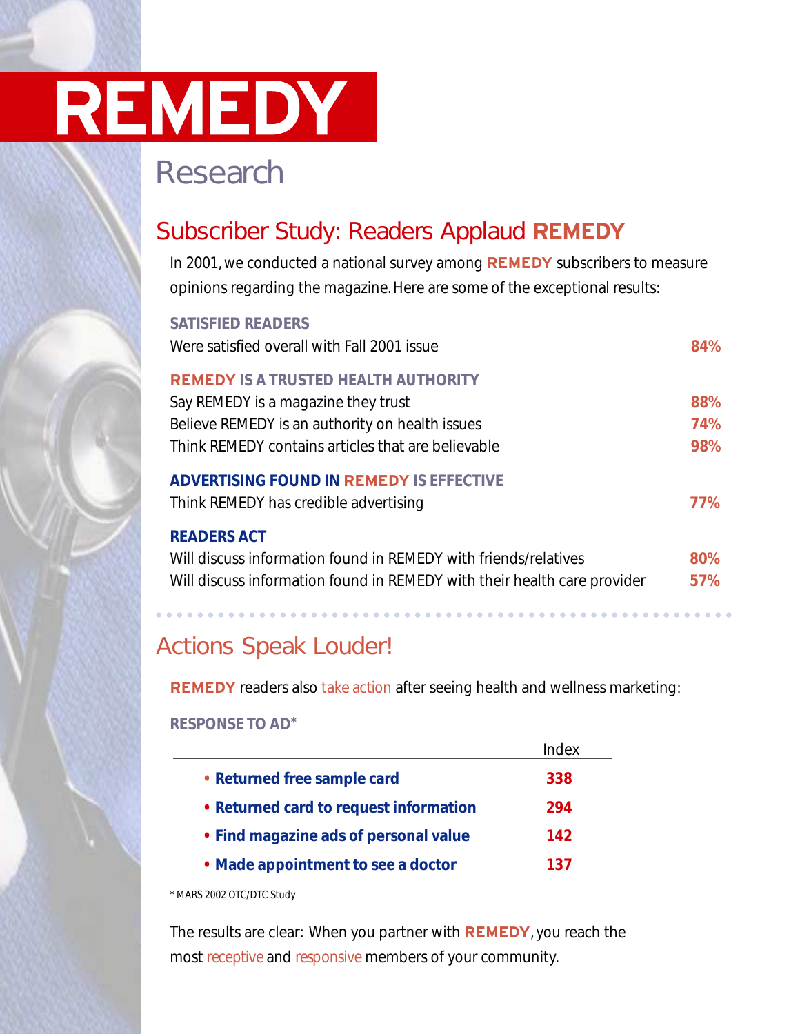# REMEDY

## Research

### Subscriber Study: Readers Applaud **REMEDY**

In 2001, we conducted a national survey among **REMEDY** subscribers to measure opinions regarding the magazine. Here are some of the exceptional results:

**SATISFIED READERS**

| | |
|---|---|
| Were satisfied overall with Fall 2001 issue | **84%** |

**REMEDY IS A TRUSTED HEALTH AUTHORITY**

| | |
|---|---|
| Say REMEDY is a magazine they trust | **88%** |
| Believe REMEDY is an authority on health issues | **74%** |
| Think REMEDY contains articles that are believable | **98%** |

**ADVERTISING FOUND IN REMEDY IS EFFECTIVE**

| | |
|---|---|
| Think REMEDY has credible advertising | **77%** |

**READERS ACT**

| | |
|---|---|
| Will discuss information found in REMEDY with friends/relatives | **80%** |
| Will discuss information found in REMEDY with their health care provider | **57%** |

### Actions Speak Louder!

**REMEDY** readers also take action after seeing health and wellness marketing:

**RESPONSE TO AD***

| | Index |
|---|---|
| • **Returned free sample card** | **338** |
| • **Returned card to request information** | **294** |
| • **Find magazine ads of personal value** | **142** |
| • **Made appointment to see a doctor** | **137** |

* MARS 2002 OTC/DTC Study

The results are clear: When you partner with **REMEDY**, you reach the most receptive and responsive members of your community.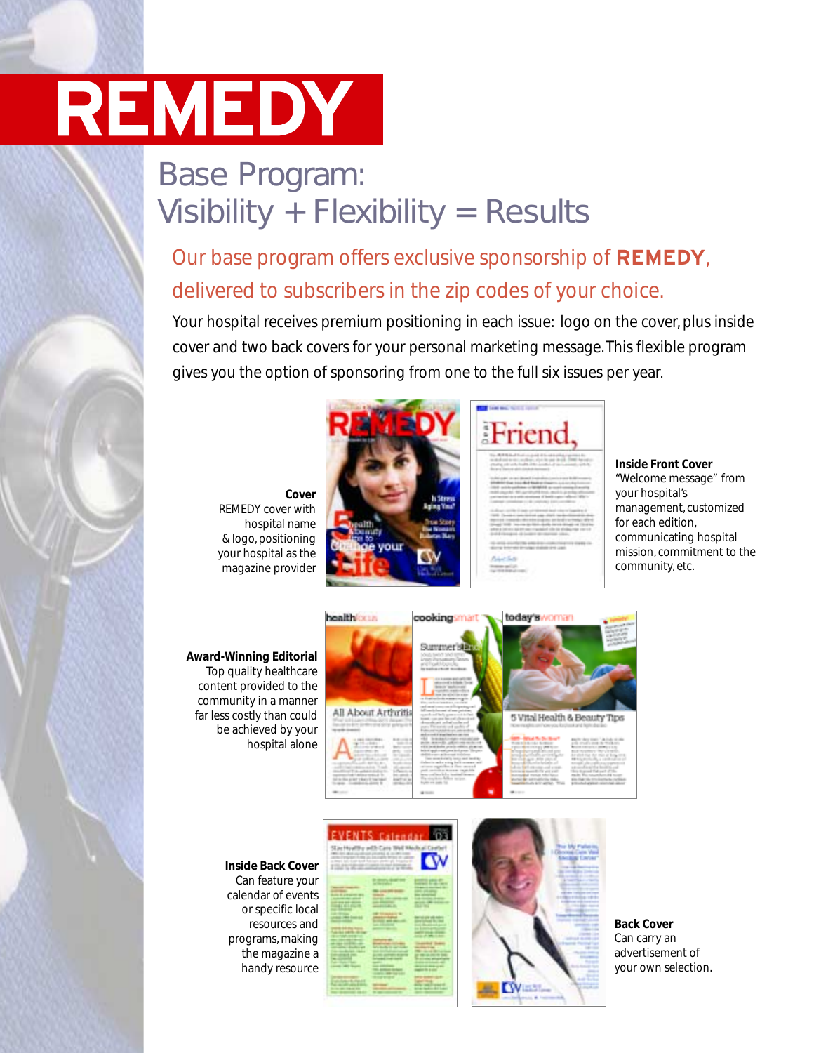# REMEDY

## Base Program: Visibility + Flexibility = Results

### Our base program offers exclusive sponsorship of **REMEDY**, delivered to subscribers in the zip codes of your choice.

Your hospital receives premium positioning in each issue: logo on the cover, plus inside cover and two back covers for your personal marketing message. This flexible program gives you the option of sponsoring from one to the full six issues per year.

**Cover**
REMEDY cover with hospital name & logo, positioning your hospital as the magazine provider

**Inside Front Cover**
"Welcome message" from your hospital's management, customized for each edition, communicating hospital mission, commitment to the community, etc.

**Award-Winning Editorial**
Top quality healthcare content provided to the community in a manner far less costly than could be achieved by your hospital alone

**Inside Back Cover**
Can feature your calendar of events or specific local resources and programs, making the magazine a handy resource

**Back Cover**
Can carry an advertisement of your own selection.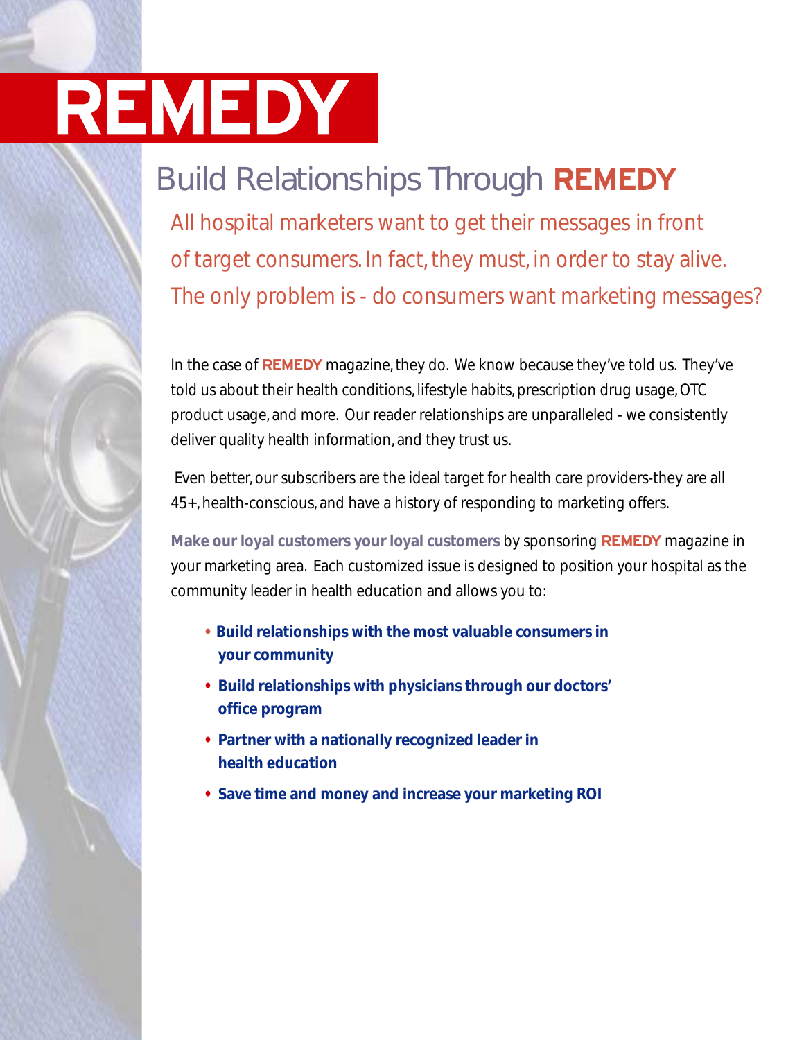# REMEDY

## Build Relationships Through **REMEDY**

All hospital marketers want to get their messages in front of target consumers. In fact, they must, in order to stay alive. The only problem is - do consumers want marketing messages?

In the case of **REMEDY** magazine, they do. We know because they've told us. They've told us about their health conditions, lifestyle habits, prescription drug usage, OTC product usage, and more. Our reader relationships are unparalleled - we consistently deliver quality health information, and they trust us.

Even better, our subscribers are the ideal target for health care providers-they are all 45+, health-conscious, and have a history of responding to marketing offers.

**Make our loyal customers your loyal customers** by sponsoring **REMEDY** magazine in your marketing area. Each customized issue is designed to position your hospital as the community leader in health education and allows you to:

- **Build relationships with the most valuable consumers in your community**
- **Build relationships with physicians through our doctors' office program**
- **Partner with a nationally recognized leader in health education**
- **Save time and money and increase your marketing ROI**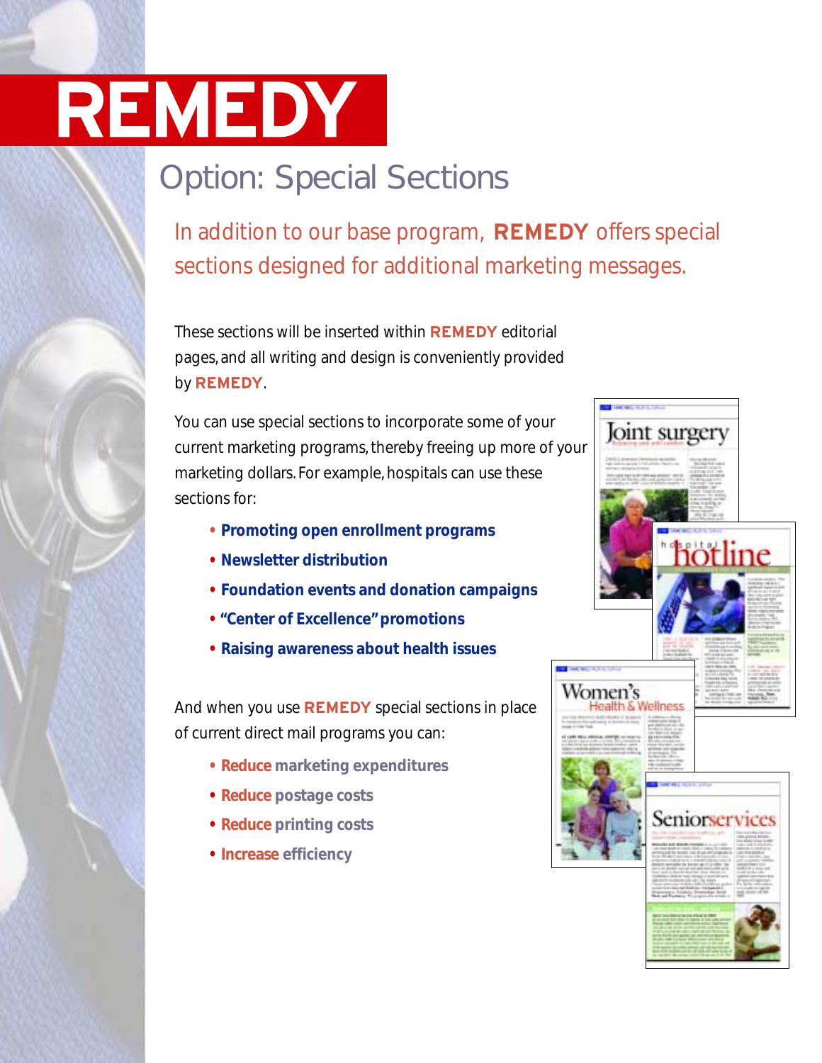# REMEDY

## Option: Special Sections

In addition to our base program, **REMEDY** offers special sections designed for additional marketing messages.

These sections will be inserted within **REMEDY** editorial pages, and all writing and design is conveniently provided by **REMEDY**.

You can use special sections to incorporate some of your current marketing programs, thereby freeing up more of your marketing dollars. For example, hospitals can use these sections for:

- **Promoting open enrollment programs**
- **Newsletter distribution**
- **Foundation events and donation campaigns**
- **"Center of Excellence" promotions**
- **Raising awareness about health issues**

And when you use **REMEDY** special sections in place of current direct mail programs you can:

- **Reduce marketing expenditures**
- **Reduce postage costs**
- **Reduce printing costs**
- **Increase efficiency**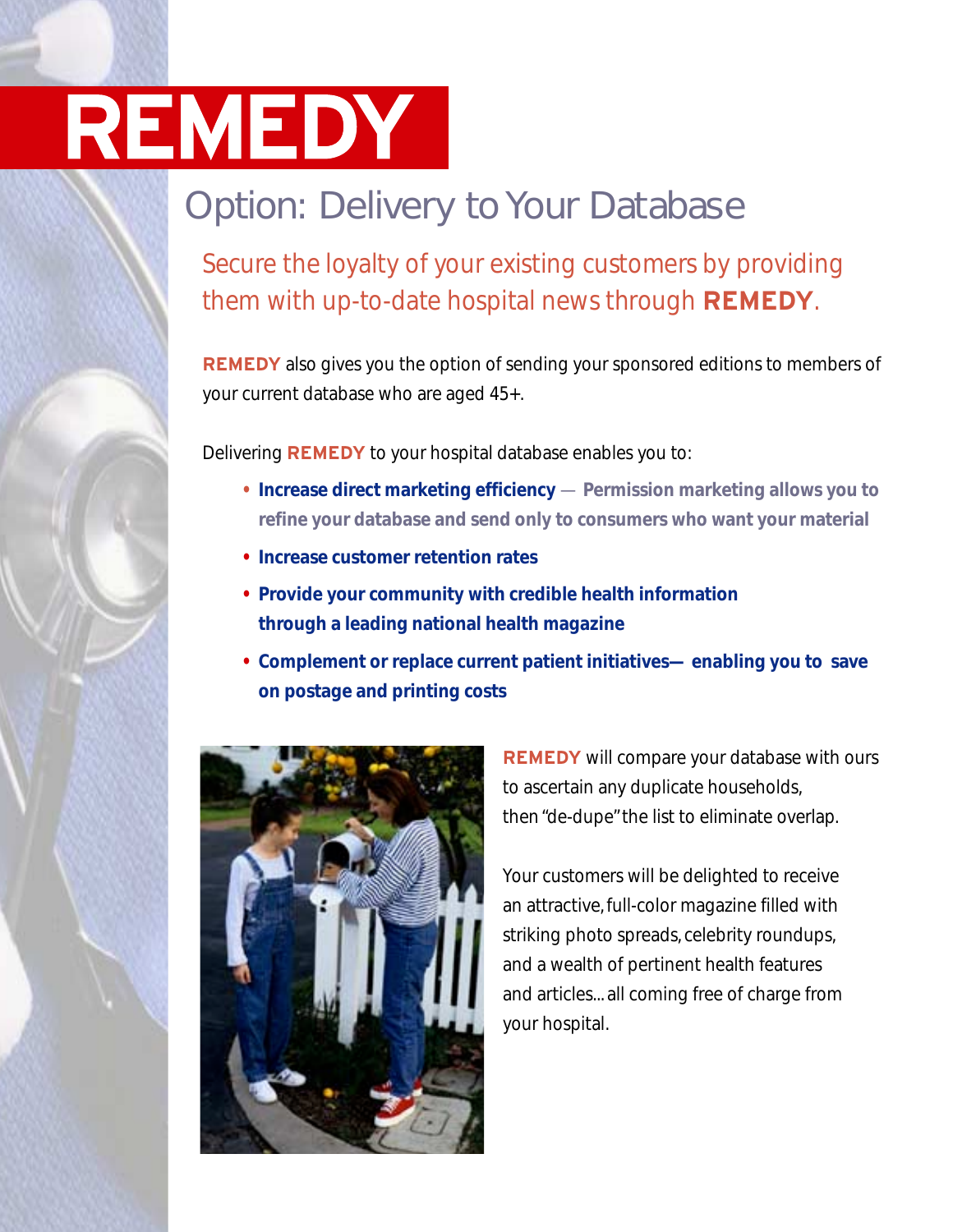# REMEDY

## Option: Delivery to Your Database

Secure the loyalty of your existing customers by providing them with up-to-date hospital news through **REMEDY**.

**REMEDY** also gives you the option of sending your sponsored editions to members of your current database who are aged 45+.

Delivering **REMEDY** to your hospital database enables you to:

- **Increase direct marketing efficiency** — **Permission marketing allows you to refine your database and send only to consumers who want your material**
- **Increase customer retention rates**
- **Provide your community with credible health information through a leading national health magazine**
- **Complement or replace current patient initiatives— enabling you to save on postage and printing costs**

**REMEDY** will compare your database with ours to ascertain any duplicate households, then "de-dupe" the list to eliminate overlap.

Your customers will be delighted to receive an attractive, full-color magazine filled with striking photo spreads, celebrity roundups, and a wealth of pertinent health features and articles... all coming free of charge from your hospital.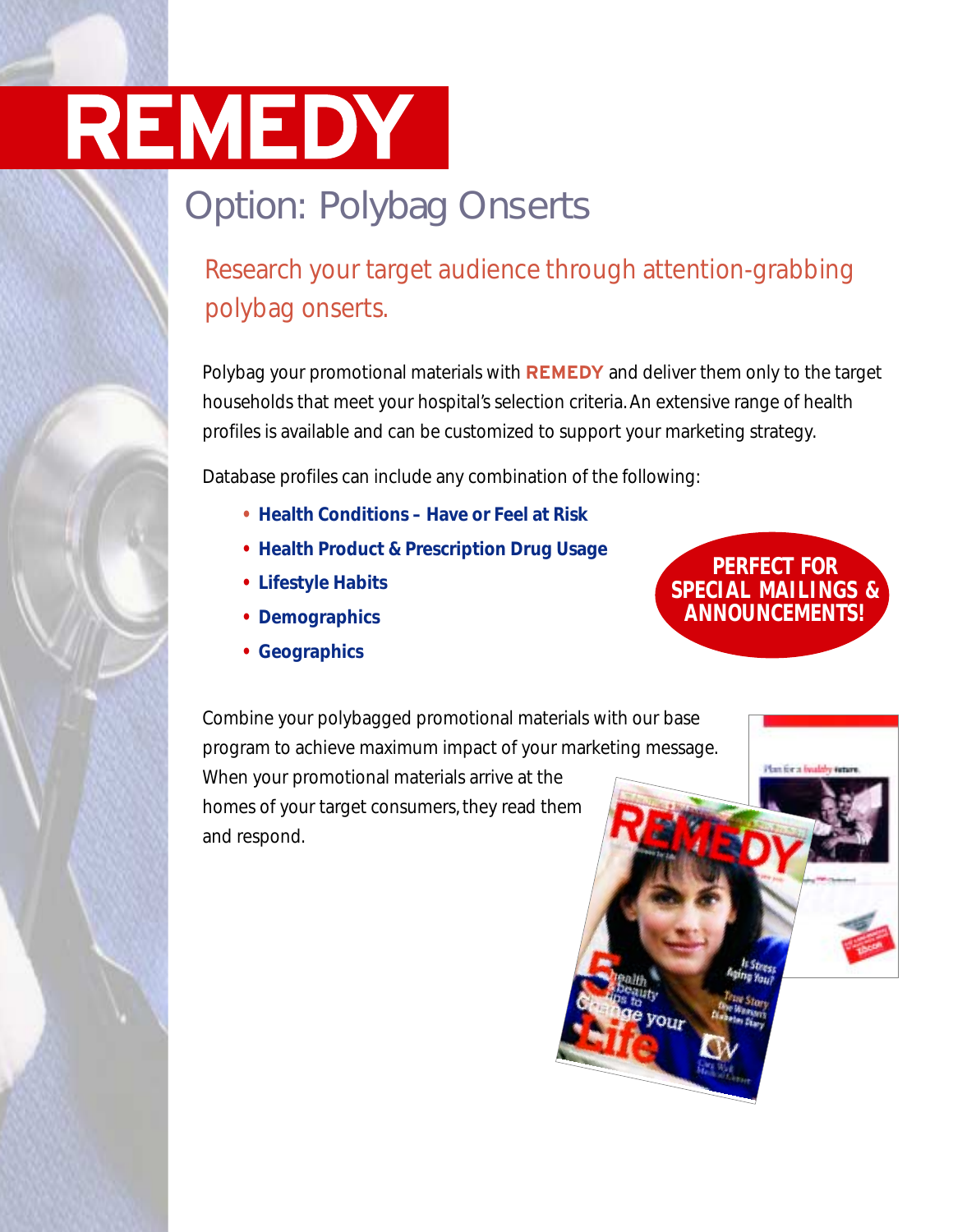# REMEDY

## Option: Polybag Onserts

### Research your target audience through attention-grabbing polybag onserts.

Polybag your promotional materials with **REMEDY** and deliver them only to the target households that meet your hospital's selection criteria. An extensive range of health profiles is available and can be customized to support your marketing strategy.

Database profiles can include any combination of the following:

- **Health Conditions – Have or Feel at Risk**
- **Health Product & Prescription Drug Usage**
- **Lifestyle Habits**
- **Demographics**
- **Geographics**

**PERFECT FOR SPECIAL MAILINGS & ANNOUNCEMENTS!**

Combine your polybagged promotional materials with our base program to achieve maximum impact of your marketing message. When your promotional materials arrive at the homes of your target consumers, they read them and respond.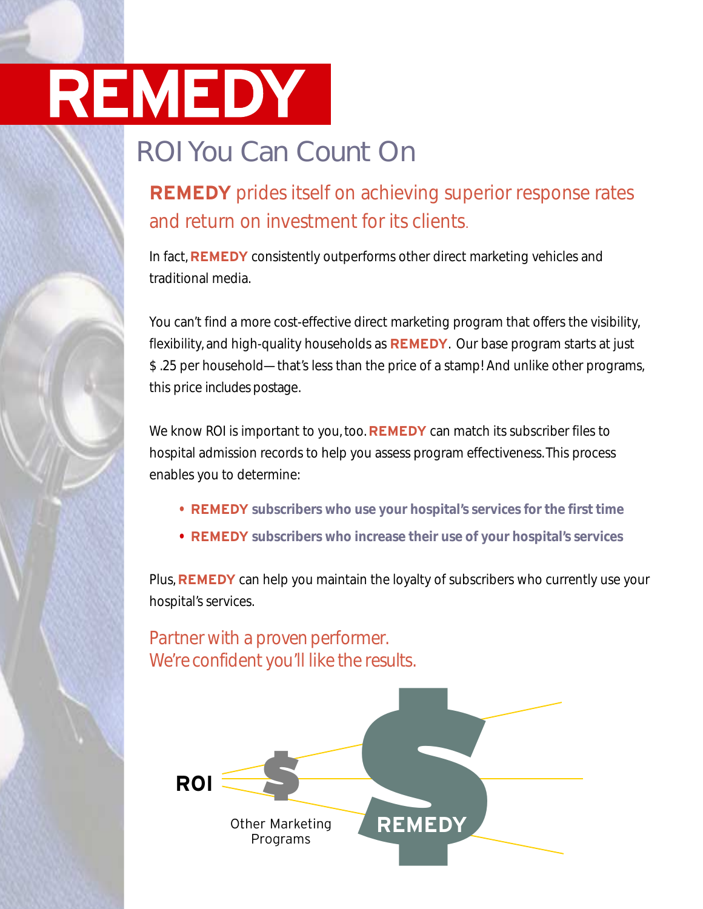# REMEDY

## ROI You Can Count On

### **REMEDY** prides itself on achieving superior response rates and return on investment for its clients.

In fact, **REMEDY** consistently outperforms other direct marketing vehicles and traditional media.

You can't find a more cost-effective direct marketing program that offers the visibility, flexibility, and high-quality households as **REMEDY**. Our base program starts at just $ .25 per household—that's less than the price of a stamp! And unlike other programs, this price includes postage.

We know ROI is important to you, too. **REMEDY** can match its subscriber files to hospital admission records to help you assess program effectiveness. This process enables you to determine:

- **REMEDY subscribers who use your hospital's services for the first time**
- **REMEDY subscribers who increase their use of your hospital's services**

Plus, **REMEDY** can help you maintain the loyalty of subscribers who currently use your hospital's services.

Partner with a proven performer.
We're confident you'll like the results.

**ROI**

Other Marketing Programs

REMEDY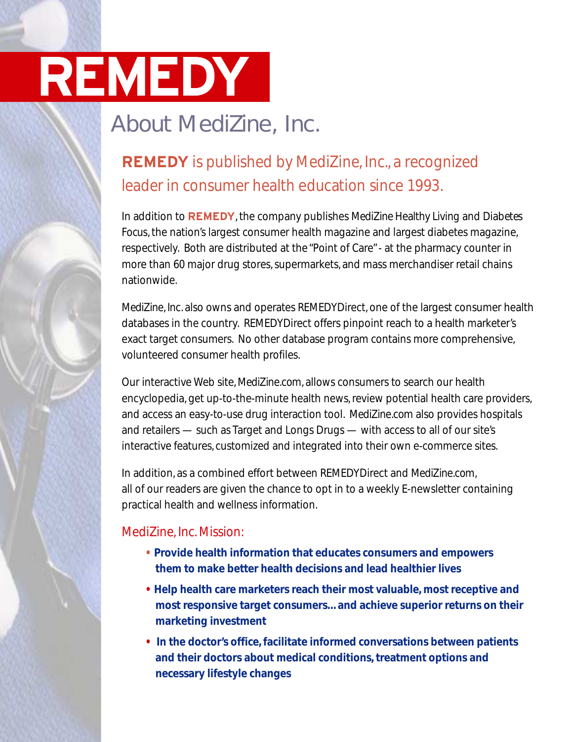# REMEDY

## About MediZine, Inc.

### **REMEDY** is published by MediZine, Inc., a recognized leader in consumer health education since 1993.

In addition to **REMEDY**, the company publishes MediZine Healthy Living and Diabetes Focus, the nation's largest consumer health magazine and largest diabetes magazine, respectively. Both are distributed at the "Point of Care" - at the pharmacy counter in more than 60 major drug stores, supermarkets, and mass merchandiser retail chains nationwide.

MediZine, Inc. also owns and operates REMEDYDirect, one of the largest consumer health databases in the country. REMEDYDirect offers pinpoint reach to a health marketer's exact target consumers. No other database program contains more comprehensive, volunteered consumer health profiles.

Our interactive Web site, MediZine.com, allows consumers to search our health encyclopedia, get up-to-the-minute health news, review potential health care providers, and access an easy-to-use drug interaction tool. MediZine.com also provides hospitals and retailers — such as Target and Longs Drugs — with access to all of our site's interactive features, customized and integrated into their own e-commerce sites.

In addition, as a combined effort between REMEDYDirect and MediZine.com, all of our readers are given the chance to opt in to a weekly E-newsletter containing practical health and wellness information.

### MediZine, Inc. Mission:

- **Provide health information that educates consumers and empowers them to make better health decisions and lead healthier lives**
- **Help health care marketers reach their most valuable, most receptive and most responsive target consumers... and achieve superior returns on their marketing investment**
- **In the doctor's office, facilitate informed conversations between patients and their doctors about medical conditions, treatment options and necessary lifestyle changes**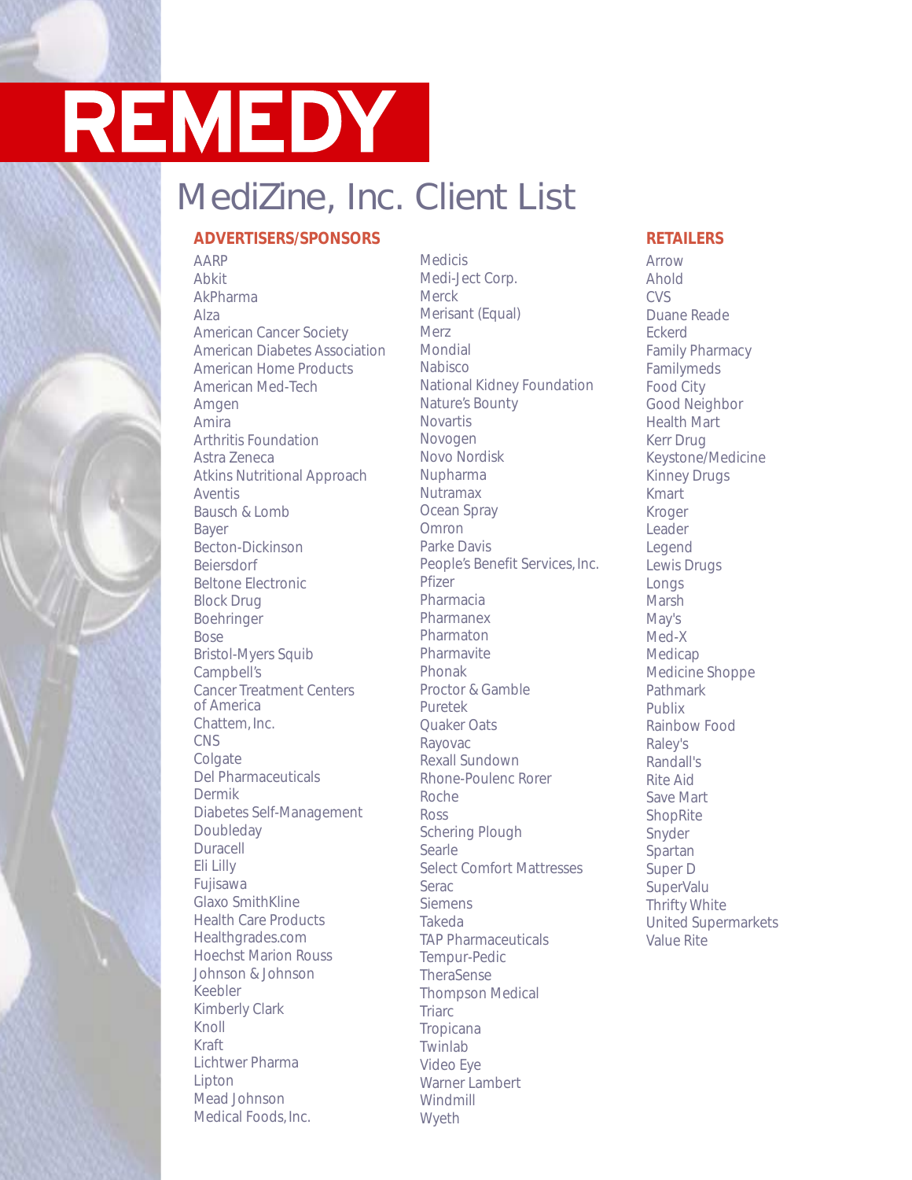# REMEDY

## MediZine, Inc. Client List

### ADVERTISERS/SPONSORS

AARP
Abkit
AkPharma
Alza
American Cancer Society
American Diabetes Association
American Home Products
American Med-Tech
Amgen
Amira
Arthritis Foundation
Astra Zeneca
Atkins Nutritional Approach
Aventis
Bausch & Lomb
Bayer
Becton-Dickinson
Beiersdorf
Beltone Electronic
Block Drug
Boehringer
Bose
Bristol-Myers Squib
Campbell's
Cancer Treatment Centers of America
Chattem, Inc.
CNS
Colgate
Del Pharmaceuticals
Dermik
Diabetes Self-Management
Doubleday
Duracell
Eli Lilly
Fujisawa
Glaxo SmithKline
Health Care Products
Healthgrades.com
Hoechst Marion Rouss
Johnson & Johnson
Keebler
Kimberly Clark
Knoll
Kraft
Lichtwer Pharma
Lipton
Mead Johnson
Medical Foods, Inc.
Medicis
Medi-Ject Corp.
Merck
Merisant (Equal)
Merz
Mondial
Nabisco
National Kidney Foundation
Nature's Bounty
Novartis
Novogen
Novo Nordisk
Nupharma
Nutramax
Ocean Spray
Omron
Parke Davis
People's Benefit Services, Inc.
Pfizer
Pharmacia
Pharmanex
Pharmaton
Pharmavite
Phonak
Proctor & Gamble
Puretek
Quaker Oats
Rayovac
Rexall Sundown
Rhone-Poulenc Rorer
Roche
Ross
Schering Plough
Searle
Select Comfort Mattresses
Serac
Siemens
Takeda
TAP Pharmaceuticals
Tempur-Pedic
TheraSense
Thompson Medical
Triarc
Tropicana
Twinlab
Video Eye
Warner Lambert
Windmill
Wyeth

### RETAILERS

Arrow
Ahold
CVS
Duane Reade
Eckerd
Family Pharmacy
Familymeds
Food City
Good Neighbor
Health Mart
Kerr Drug
Keystone/Medicine
Kinney Drugs
Kmart
Kroger
Leader
Legend
Lewis Drugs
Longs
Marsh
May's
Med-X
Medicap
Medicine Shoppe
Pathmark
Publix
Rainbow Food
Raley's
Randall's
Rite Aid
Save Mart
ShopRite
Snyder
Spartan
Super D
SuperValu
Thrifty White
United Supermarkets
Value Rite